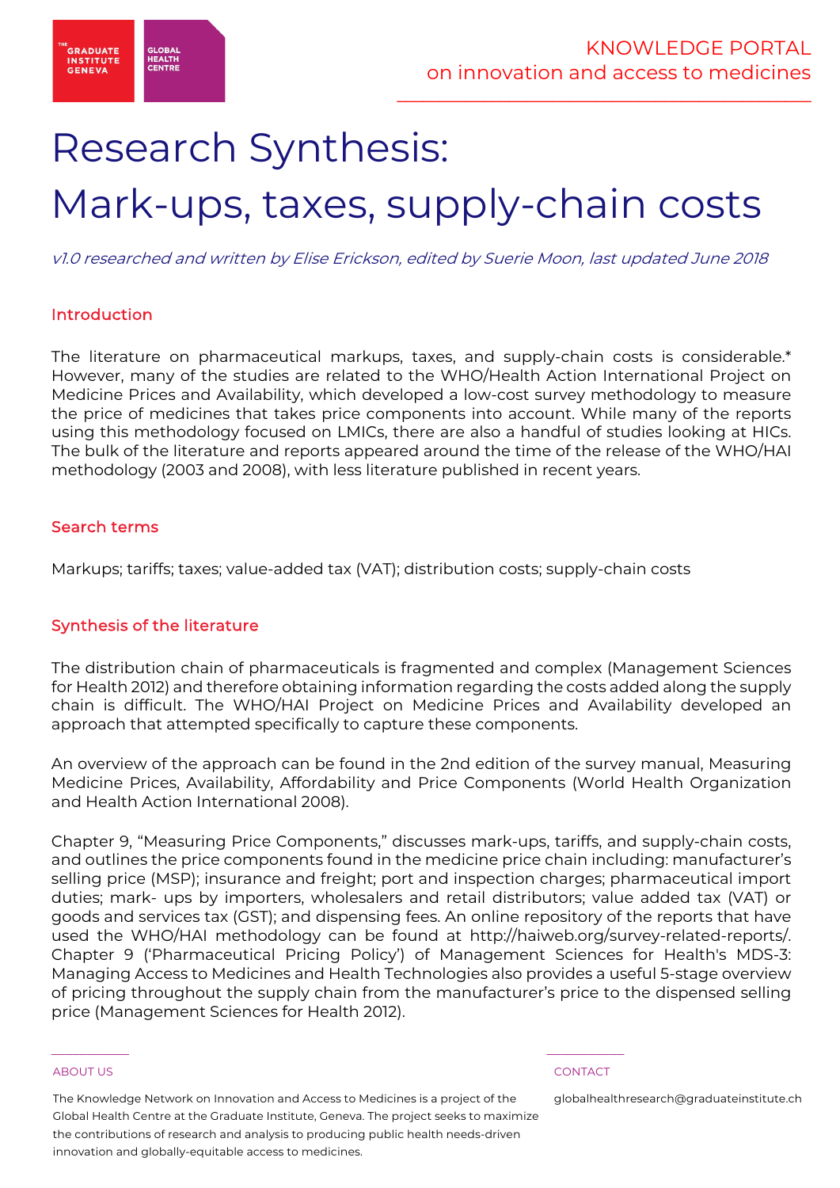# Research Synthesis: Mark-ups, taxes, supply-chain costs

*v1.0 researched and written by Elise Erickson, edited by Suerie Moon, last updated June 2018*

## Introduction

The literature on pharmaceutical markups, taxes, and supply-chain costs is considerable.* However, many of the studies are related to the WHO/Health Action International Project on Medicine Prices and Availability, which developed a low-cost survey methodology to measure the price of medicines that takes price components into account. While many of the reports using this methodology focused on LMICs, there are also a handful of studies looking at HICs. The bulk of the literature and reports appeared around the time of the release of the WHO/HAI methodology (2003 and 2008), with less literature published in recent years.

## Search terms

Markups; tariffs; taxes; value-added tax (VAT); distribution costs; supply-chain costs

## Synthesis of the literature

The distribution chain of pharmaceuticals is fragmented and complex (Management Sciences for Health 2012) and therefore obtaining information regarding the costs added along the supply chain is difficult. The WHO/HAI Project on Medicine Prices and Availability developed an approach that attempted specifically to capture these components.

An overview of the approach can be found in the 2nd edition of the survey manual, Measuring Medicine Prices, Availability, Affordability and Price Components (World Health Organization and Health Action International 2008).

Chapter 9, "Measuring Price Components," discusses mark-ups, tariffs, and supply-chain costs, and outlines the price components found in the medicine price chain including: manufacturer's selling price (MSP); insurance and freight; port and inspection charges; pharmaceutical import duties; mark- ups by importers, wholesalers and retail distributors; value added tax (VAT) or goods and services tax (GST); and dispensing fees. An online repository of the reports that have used the WHO/HAI methodology can be found at http://haiweb.org/survey-related-reports/. Chapter 9 ('Pharmaceutical Pricing Policy') of Management Sciences for Health's MDS-3: Managing Access to Medicines and Health Technologies also provides a useful 5-stage overview of pricing throughout the supply chain from the manufacturer's price to the dispensed selling price (Management Sciences for Health 2012).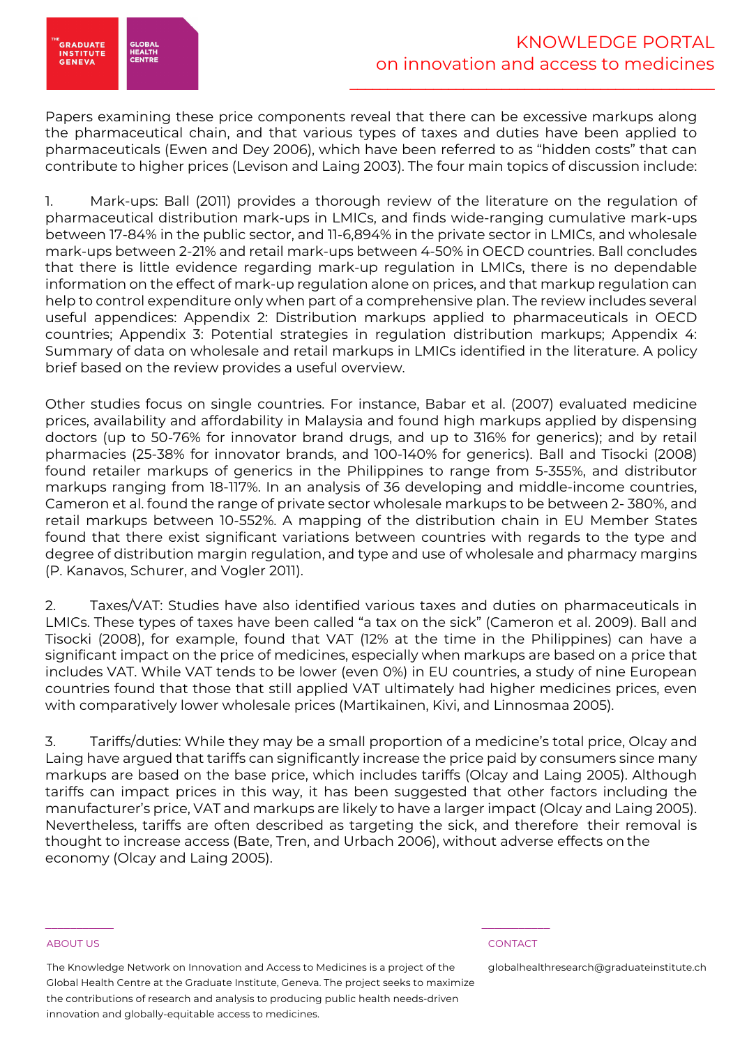Papers examining these price components reveal that there can be excessive markups along the pharmaceutical chain, and that various types of taxes and duties have been applied to pharmaceuticals (Ewen and Dey 2006), which have been referred to as "hidden costs" that can contribute to higher prices (Levison and Laing 2003). The four main topics of discussion include:

1. Mark-ups: Ball (2011) provides a thorough review of the literature on the regulation of pharmaceutical distribution mark-ups in LMICs, and finds wide-ranging cumulative mark-ups between 17-84% in the public sector, and 11-6,894% in the private sector in LMICs, and wholesale mark-ups between 2-21% and retail mark-ups between 4-50% in OECD countries. Ball concludes that there is little evidence regarding mark-up regulation in LMICs, there is no dependable information on the effect of mark-up regulation alone on prices, and that markup regulation can help to control expenditure only when part of a comprehensive plan. The review includes several useful appendices: Appendix 2: Distribution markups applied to pharmaceuticals in OECD countries; Appendix 3: Potential strategies in regulation distribution markups; Appendix 4: Summary of data on wholesale and retail markups in LMICs identified in the literature. A policy brief based on the review provides a useful overview.

Other studies focus on single countries. For instance, Babar et al. (2007) evaluated medicine prices, availability and affordability in Malaysia and found high markups applied by dispensing doctors (up to 50-76% for innovator brand drugs, and up to 316% for generics); and by retail pharmacies (25-38% for innovator brands, and 100-140% for generics). Ball and Tisocki (2008) found retailer markups of generics in the Philippines to range from 5-355%, and distributor markups ranging from 18-117%. In an analysis of 36 developing and middle-income countries, Cameron et al. found the range of private sector wholesale markups to be between 2- 380%, and retail markups between 10-552%. A mapping of the distribution chain in EU Member States found that there exist significant variations between countries with regards to the type and degree of distribution margin regulation, and type and use of wholesale and pharmacy margins (P. Kanavos, Schurer, and Vogler 2011).

2. Taxes/VAT: Studies have also identified various taxes and duties on pharmaceuticals in LMICs. These types of taxes have been called "a tax on the sick" (Cameron et al. 2009). Ball and Tisocki (2008), for example, found that VAT (12% at the time in the Philippines) can have a significant impact on the price of medicines, especially when markups are based on a price that includes VAT. While VAT tends to be lower (even 0%) in EU countries, a study of nine European countries found that those that still applied VAT ultimately had higher medicines prices, even with comparatively lower wholesale prices (Martikainen, Kivi, and Linnosmaa 2005).

3. Tariffs/duties: While they may be a small proportion of a medicine's total price, Olcay and Laing have argued that tariffs can significantly increase the price paid by consumers since many markups are based on the base price, which includes tariffs (Olcay and Laing 2005). Although tariffs can impact prices in this way, it has been suggested that other factors including the manufacturer's price, VAT and markups are likely to have a larger impact (Olcay and Laing 2005). Nevertheless, tariffs are often described as targeting the sick, and therefore their removal is thought to increase access (Bate, Tren, and Urbach 2006), without adverse effects on the economy (Olcay and Laing 2005).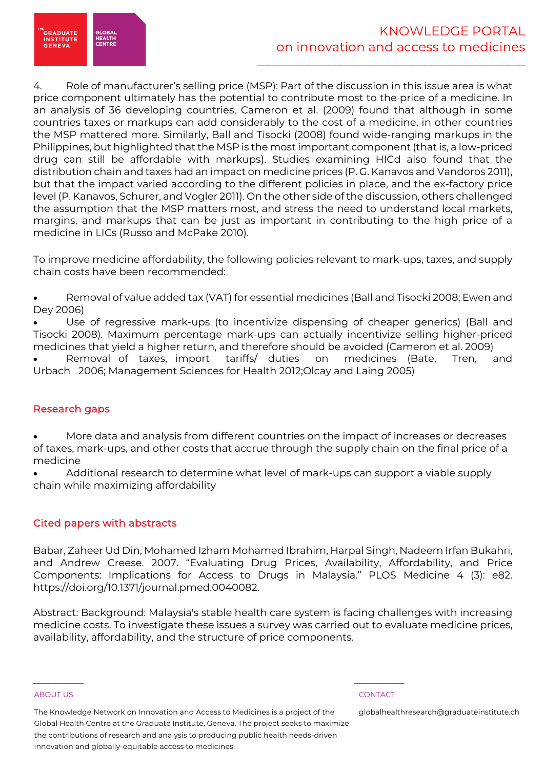4. Role of manufacturer's selling price (MSP): Part of the discussion in this issue area is what price component ultimately has the potential to contribute most to the price of a medicine. In an analysis of 36 developing countries, Cameron et al. (2009) found that although in some countries taxes or markups can add considerably to the cost of a medicine, in other countries the MSP mattered more. Similarly, Ball and Tisocki (2008) found wide-ranging markups in the Philippines, but highlighted that the MSP is the most important component (that is, a low-priced drug can still be affordable with markups). Studies examining HICd also found that the distribution chain and taxes had an impact on medicine prices (P. G. Kanavos and Vandoros 2011), but that the impact varied according to the different policies in place, and the ex-factory price level (P. Kanavos, Schurer, and Vogler 2011). On the other side of the discussion, others challenged the assumption that the MSP matters most, and stress the need to understand local markets, margins, and markups that can be just as important in contributing to the high price of a medicine in LICs (Russo and McPake 2010).

To improve medicine affordability, the following policies relevant to mark-ups, taxes, and supply chain costs have been recommended:

- Removal of value added tax (VAT) for essential medicines (Ball and Tisocki 2008; Ewen and Dey 2006)
- Use of regressive mark-ups (to incentivize dispensing of cheaper generics) (Ball and Tisocki 2008). Maximum percentage mark-ups can actually incentivize selling higher-priced medicines that yield a higher return, and therefore should be avoided (Cameron et al. 2009)
- Removal of taxes, import tariffs/ duties on medicines (Bate, Tren, and Urbach 2006; Management Sciences for Health 2012;Olcay and Laing 2005)

## Research gaps

- More data and analysis from different countries on the impact of increases or decreases of taxes, mark-ups, and other costs that accrue through the supply chain on the final price of a medicine
- Additional research to determine what level of mark-ups can support a viable supply chain while maximizing affordability

## Cited papers with abstracts

Babar, Zaheer Ud Din, Mohamed Izham Mohamed Ibrahim, Harpal Singh, Nadeem Irfan Bukahri, and Andrew Creese. 2007. "Evaluating Drug Prices, Availability, Affordability, and Price Components: Implications for Access to Drugs in Malaysia." PLOS Medicine 4 (3): e82. https://doi.org/10.1371/journal.pmed.0040082.

Abstract: Background: Malaysia's stable health care system is facing challenges with increasing medicine costs. To investigate these issues a survey was carried out to evaluate medicine prices, availability, affordability, and the structure of price components.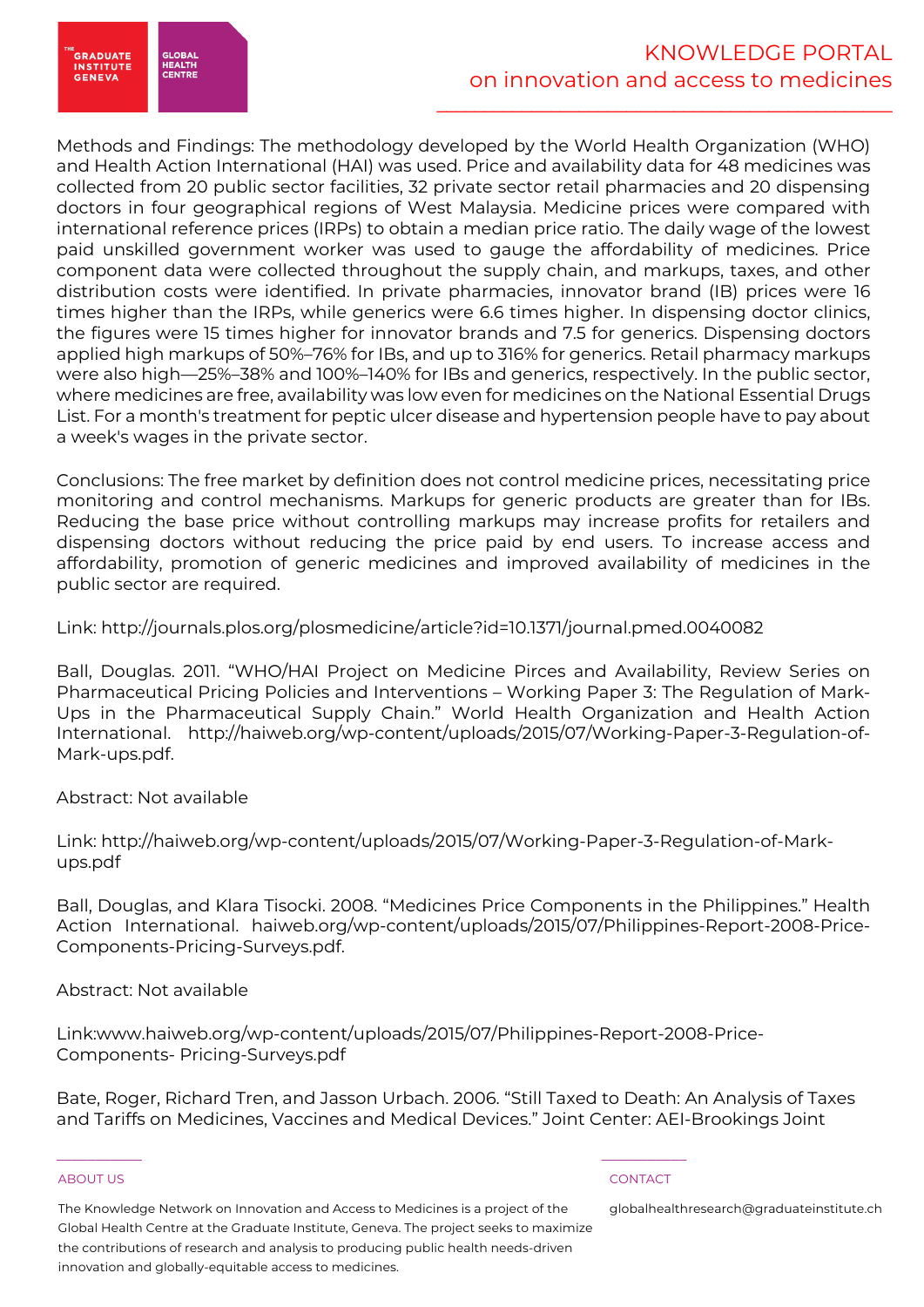Methods and Findings: The methodology developed by the World Health Organization (WHO) and Health Action International (HAI) was used. Price and availability data for 48 medicines was collected from 20 public sector facilities, 32 private sector retail pharmacies and 20 dispensing doctors in four geographical regions of West Malaysia. Medicine prices were compared with international reference prices (IRPs) to obtain a median price ratio. The daily wage of the lowest paid unskilled government worker was used to gauge the affordability of medicines. Price component data were collected throughout the supply chain, and markups, taxes, and other distribution costs were identified. In private pharmacies, innovator brand (IB) prices were 16 times higher than the IRPs, while generics were 6.6 times higher. In dispensing doctor clinics, the figures were 15 times higher for innovator brands and 7.5 for generics. Dispensing doctors applied high markups of 50%–76% for IBs, and up to 316% for generics. Retail pharmacy markups were also high—25%–38% and 100%–140% for IBs and generics, respectively. In the public sector, where medicines are free, availability was low even for medicines on the National Essential Drugs List. For a month's treatment for peptic ulcer disease and hypertension people have to pay about a week's wages in the private sector.

Conclusions: The free market by definition does not control medicine prices, necessitating price monitoring and control mechanisms. Markups for generic products are greater than for IBs. Reducing the base price without controlling markups may increase profits for retailers and dispensing doctors without reducing the price paid by end users. To increase access and affordability, promotion of generic medicines and improved availability of medicines in the public sector are required.

Link: http://journals.plos.org/plosmedicine/article?id=10.1371/journal.pmed.0040082

Ball, Douglas. 2011. "WHO/HAI Project on Medicine Pirces and Availability, Review Series on Pharmaceutical Pricing Policies and Interventions – Working Paper 3: The Regulation of Mark-Ups in the Pharmaceutical Supply Chain." World Health Organization and Health Action International. http://haiweb.org/wp-content/uploads/2015/07/Working-Paper-3-Regulation-of-Mark-ups.pdf.

Abstract: Not available

Link: http://haiweb.org/wp-content/uploads/2015/07/Working-Paper-3-Regulation-of-Mark-ups.pdf

Ball, Douglas, and Klara Tisocki. 2008. "Medicines Price Components in the Philippines." Health Action International. haiweb.org/wp-content/uploads/2015/07/Philippines-Report-2008-Price-Components-Pricing-Surveys.pdf.

Abstract: Not available

Link:www.haiweb.org/wp-content/uploads/2015/07/Philippines-Report-2008-Price-Components- Pricing-Surveys.pdf

Bate, Roger, Richard Tren, and Jasson Urbach. 2006. "Still Taxed to Death: An Analysis of Taxes and Tariffs on Medicines, Vaccines and Medical Devices." Joint Center: AEI-Brookings Joint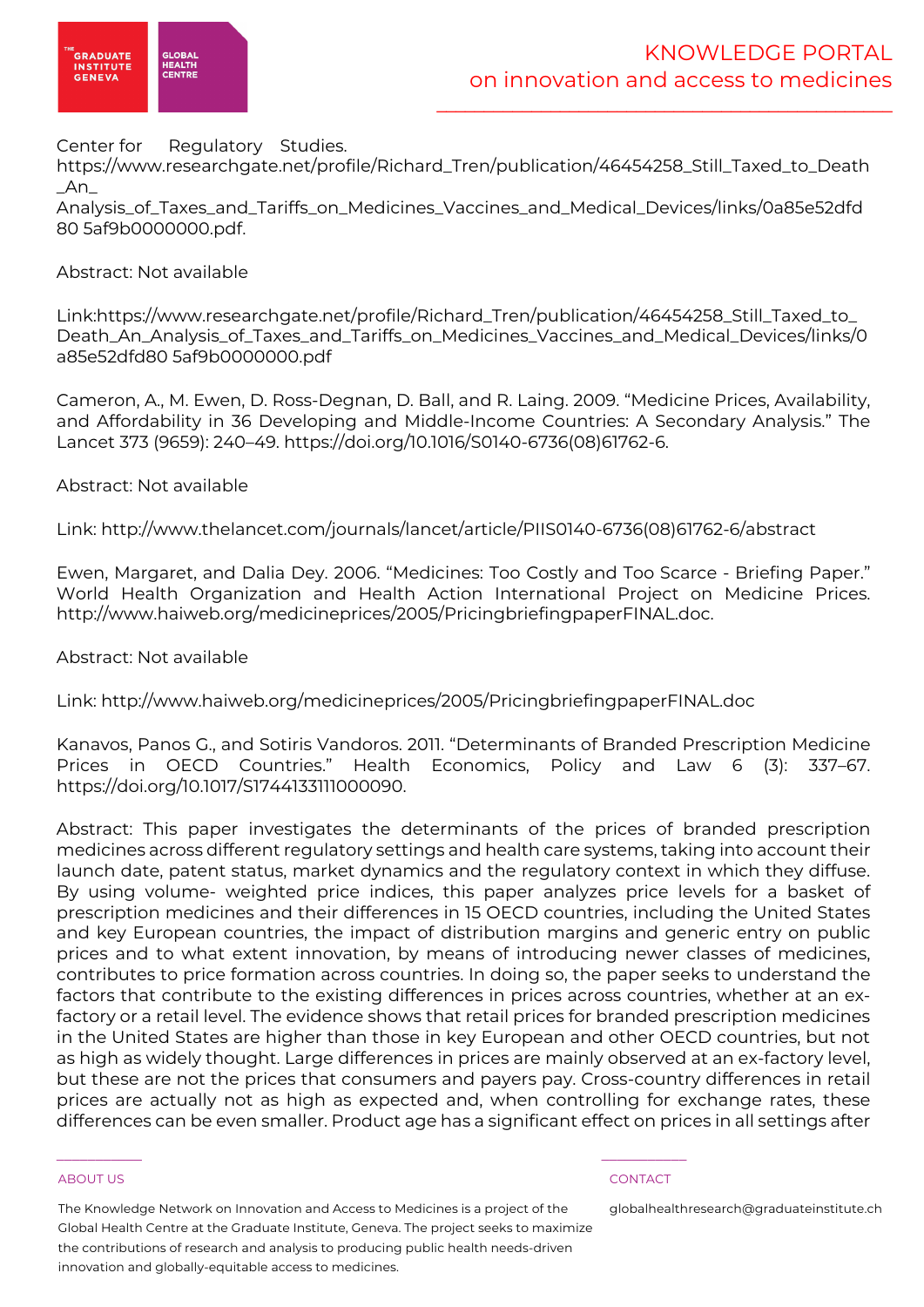Center for Regulatory Studies. https://www.researchgate.net/profile/Richard_Tren/publication/46454258_Still_Taxed_to_Death_An_Analysis_of_Taxes_and_Tariffs_on_Medicines_Vaccines_and_Medical_Devices/links/0a85e52dfd80 5af9b0000000.pdf.

Abstract: Not available

Link:https://www.researchgate.net/profile/Richard_Tren/publication/46454258_Still_Taxed_to_Death_An_Analysis_of_Taxes_and_Tariffs_on_Medicines_Vaccines_and_Medical_Devices/links/0a85e52dfd80 5af9b0000000.pdf

Cameron, A., M. Ewen, D. Ross-Degnan, D. Ball, and R. Laing. 2009. "Medicine Prices, Availability, and Affordability in 36 Developing and Middle-Income Countries: A Secondary Analysis." The Lancet 373 (9659): 240–49. https://doi.org/10.1016/S0140-6736(08)61762-6.

Abstract: Not available

Link: http://www.thelancet.com/journals/lancet/article/PIIS0140-6736(08)61762-6/abstract

Ewen, Margaret, and Dalia Dey. 2006. "Medicines: Too Costly and Too Scarce - Briefing Paper." World Health Organization and Health Action International Project on Medicine Prices. http://www.haiweb.org/medicineprices/2005/PricingbriefingpaperFINAL.doc.

Abstract: Not available

Link: http://www.haiweb.org/medicineprices/2005/PricingbriefingpaperFINAL.doc

Kanavos, Panos G., and Sotiris Vandoros. 2011. "Determinants of Branded Prescription Medicine Prices in OECD Countries." Health Economics, Policy and Law 6 (3): 337–67. https://doi.org/10.1017/S1744133111000090.

Abstract: This paper investigates the determinants of the prices of branded prescription medicines across different regulatory settings and health care systems, taking into account their launch date, patent status, market dynamics and the regulatory context in which they diffuse. By using volume- weighted price indices, this paper analyzes price levels for a basket of prescription medicines and their differences in 15 OECD countries, including the United States and key European countries, the impact of distribution margins and generic entry on public prices and to what extent innovation, by means of introducing newer classes of medicines, contributes to price formation across countries. In doing so, the paper seeks to understand the factors that contribute to the existing differences in prices across countries, whether at an ex-factory or a retail level. The evidence shows that retail prices for branded prescription medicines in the United States are higher than those in key European and other OECD countries, but not as high as widely thought. Large differences in prices are mainly observed at an ex-factory level, but these are not the prices that consumers and payers pay. Cross-country differences in retail prices are actually not as high as expected and, when controlling for exchange rates, these differences can be even smaller. Product age has a significant effect on prices in all settings after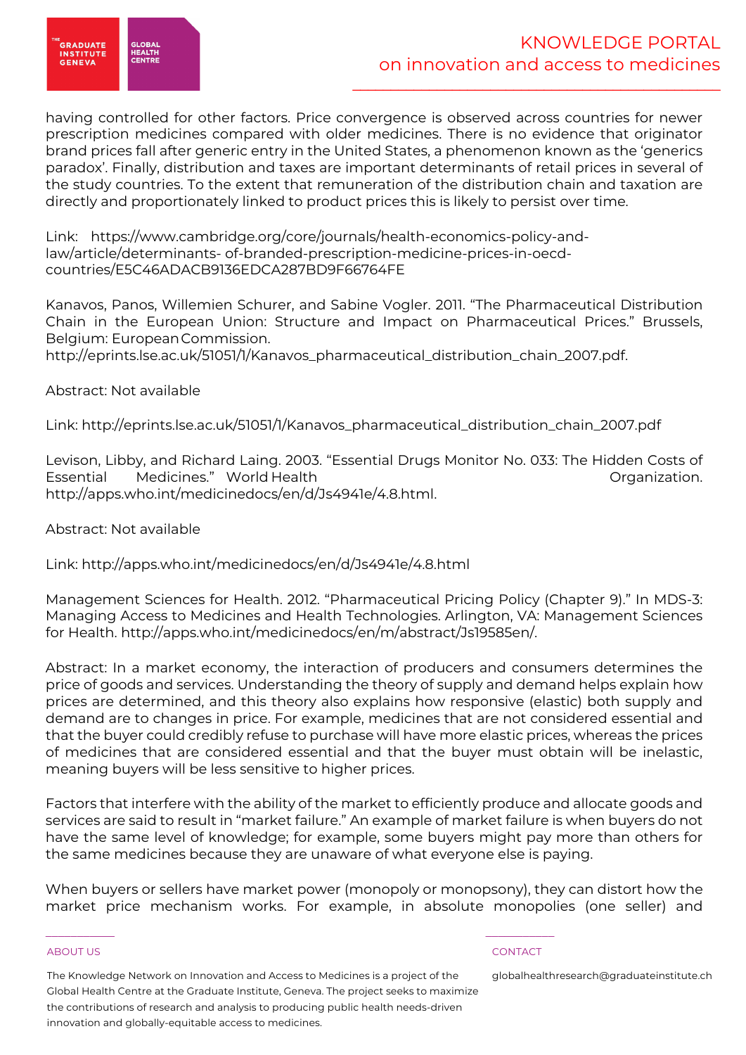having controlled for other factors. Price convergence is observed across countries for newer prescription medicines compared with older medicines. There is no evidence that originator brand prices fall after generic entry in the United States, a phenomenon known as the 'generics paradox'. Finally, distribution and taxes are important determinants of retail prices in several of the study countries. To the extent that remuneration of the distribution chain and taxation are directly and proportionately linked to product prices this is likely to persist over time.

Link: https://www.cambridge.org/core/journals/health-economics-policy-and-law/article/determinants- of-branded-prescription-medicine-prices-in-oecd-countries/E5C46ADACB9136EDCA287BD9F66764FE

Kanavos, Panos, Willemien Schurer, and Sabine Vogler. 2011. "The Pharmaceutical Distribution Chain in the European Union: Structure and Impact on Pharmaceutical Prices." Brussels, Belgium: European Commission. http://eprints.lse.ac.uk/51051/1/Kanavos_pharmaceutical_distribution_chain_2007.pdf.

Abstract: Not available

Link: http://eprints.lse.ac.uk/51051/1/Kanavos_pharmaceutical_distribution_chain_2007.pdf

Levison, Libby, and Richard Laing. 2003. "Essential Drugs Monitor No. 033: The Hidden Costs of Essential Medicines." World Health Organization. http://apps.who.int/medicinedocs/en/d/Js4941e/4.8.html.

Abstract: Not available

Link: http://apps.who.int/medicinedocs/en/d/Js4941e/4.8.html

Management Sciences for Health. 2012. "Pharmaceutical Pricing Policy (Chapter 9)." In MDS-3: Managing Access to Medicines and Health Technologies. Arlington, VA: Management Sciences for Health. http://apps.who.int/medicinedocs/en/m/abstract/Js19585en/.

Abstract: In a market economy, the interaction of producers and consumers determines the price of goods and services. Understanding the theory of supply and demand helps explain how prices are determined, and this theory also explains how responsive (elastic) both supply and demand are to changes in price. For example, medicines that are not considered essential and that the buyer could credibly refuse to purchase will have more elastic prices, whereas the prices of medicines that are considered essential and that the buyer must obtain will be inelastic, meaning buyers will be less sensitive to higher prices.

Factors that interfere with the ability of the market to efficiently produce and allocate goods and services are said to result in "market failure." An example of market failure is when buyers do not have the same level of knowledge; for example, some buyers might pay more than others for the same medicines because they are unaware of what everyone else is paying.

When buyers or sellers have market power (monopoly or monopsony), they can distort how the market price mechanism works. For example, in absolute monopolies (one seller) and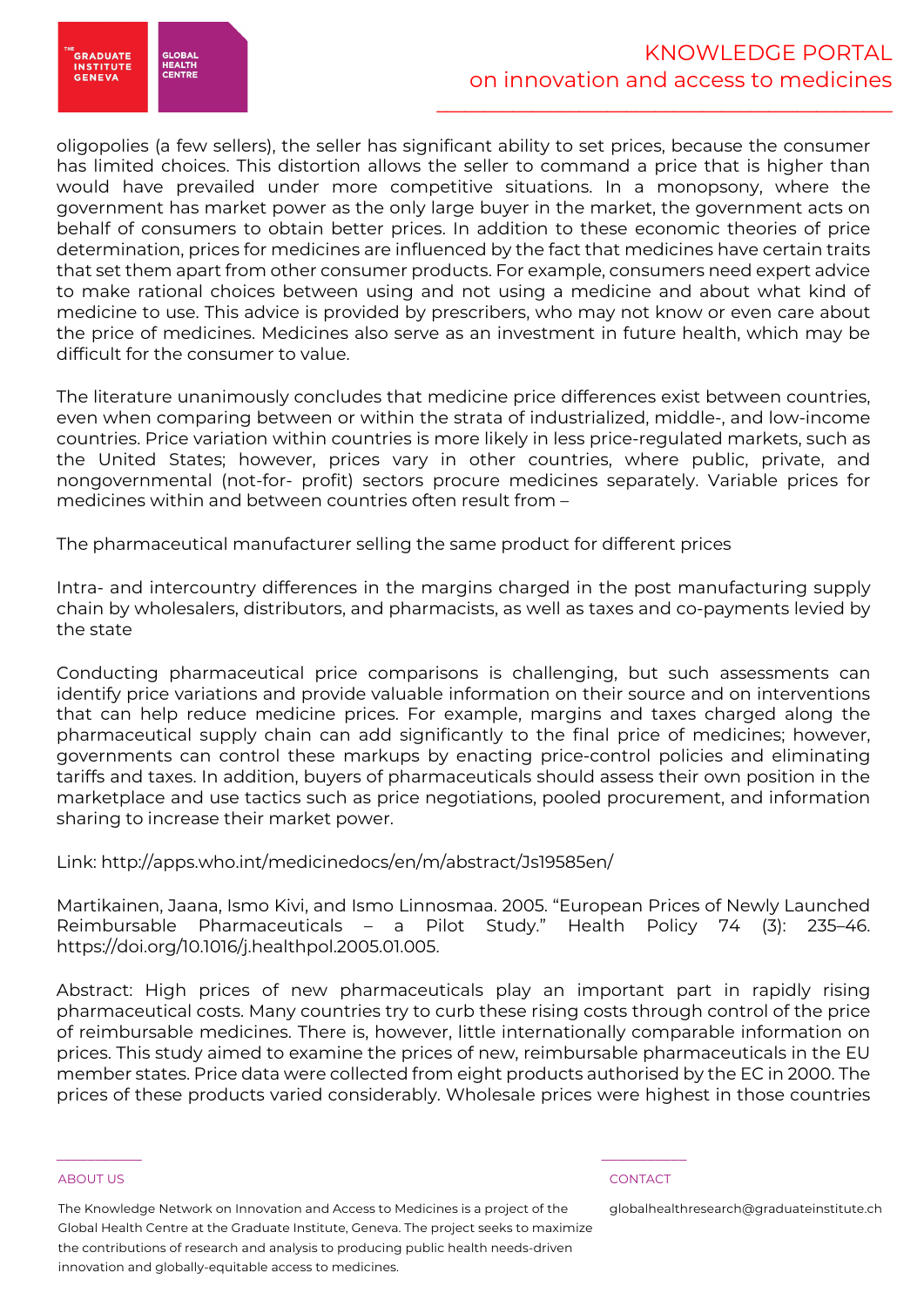oligopolies (a few sellers), the seller has significant ability to set prices, because the consumer has limited choices. This distortion allows the seller to command a price that is higher than would have prevailed under more competitive situations. In a monopsony, where the government has market power as the only large buyer in the market, the government acts on behalf of consumers to obtain better prices. In addition to these economic theories of price determination, prices for medicines are influenced by the fact that medicines have certain traits that set them apart from other consumer products. For example, consumers need expert advice to make rational choices between using and not using a medicine and about what kind of medicine to use. This advice is provided by prescribers, who may not know or even care about the price of medicines. Medicines also serve as an investment in future health, which may be difficult for the consumer to value.

The literature unanimously concludes that medicine price differences exist between countries, even when comparing between or within the strata of industrialized, middle-, and low-income countries. Price variation within countries is more likely in less price-regulated markets, such as the United States; however, prices vary in other countries, where public, private, and nongovernmental (not-for- profit) sectors procure medicines separately. Variable prices for medicines within and between countries often result from –

The pharmaceutical manufacturer selling the same product for different prices

Intra- and intercountry differences in the margins charged in the post manufacturing supply chain by wholesalers, distributors, and pharmacists, as well as taxes and co-payments levied by the state

Conducting pharmaceutical price comparisons is challenging, but such assessments can identify price variations and provide valuable information on their source and on interventions that can help reduce medicine prices. For example, margins and taxes charged along the pharmaceutical supply chain can add significantly to the final price of medicines; however, governments can control these markups by enacting price-control policies and eliminating tariffs and taxes. In addition, buyers of pharmaceuticals should assess their own position in the marketplace and use tactics such as price negotiations, pooled procurement, and information sharing to increase their market power.

Link: http://apps.who.int/medicinedocs/en/m/abstract/Js19585en/

Martikainen, Jaana, Ismo Kivi, and Ismo Linnosmaa. 2005. "European Prices of Newly Launched Reimbursable Pharmaceuticals – a Pilot Study." Health Policy 74 (3): 235–46. https://doi.org/10.1016/j.healthpol.2005.01.005.

Abstract: High prices of new pharmaceuticals play an important part in rapidly rising pharmaceutical costs. Many countries try to curb these rising costs through control of the price of reimbursable medicines. There is, however, little internationally comparable information on prices. This study aimed to examine the prices of new, reimbursable pharmaceuticals in the EU member states. Price data were collected from eight products authorised by the EC in 2000. The prices of these products varied considerably. Wholesale prices were highest in those countries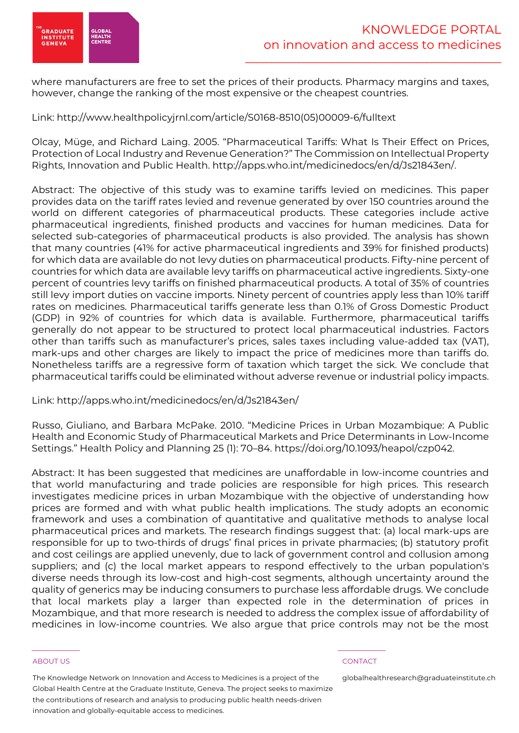where manufacturers are free to set the prices of their products. Pharmacy margins and taxes, however, change the ranking of the most expensive or the cheapest countries.

Link: http://www.healthpolicyjrnl.com/article/S0168-8510(05)00009-6/fulltext

Olcay, Müge, and Richard Laing. 2005. "Pharmaceutical Tariffs: What Is Their Effect on Prices, Protection of Local Industry and Revenue Generation?" The Commission on Intellectual Property Rights, Innovation and Public Health. http://apps.who.int/medicinedocs/en/d/Js21843en/.

Abstract: The objective of this study was to examine tariffs levied on medicines. This paper provides data on the tariff rates levied and revenue generated by over 150 countries around the world on different categories of pharmaceutical products. These categories include active pharmaceutical ingredients, finished products and vaccines for human medicines. Data for selected sub-categories of pharmaceutical products is also provided. The analysis has shown that many countries (41% for active pharmaceutical ingredients and 39% for finished products) for which data are available do not levy duties on pharmaceutical products. Fifty-nine percent of countries for which data are available levy tariffs on pharmaceutical active ingredients. Sixty-one percent of countries levy tariffs on finished pharmaceutical products. A total of 35% of countries still levy import duties on vaccine imports. Ninety percent of countries apply less than 10% tariff rates on medicines. Pharmaceutical tariffs generate less than 0.1% of Gross Domestic Product (GDP) in 92% of countries for which data is available. Furthermore, pharmaceutical tariffs generally do not appear to be structured to protect local pharmaceutical industries. Factors other than tariffs such as manufacturer's prices, sales taxes including value-added tax (VAT), mark-ups and other charges are likely to impact the price of medicines more than tariffs do. Nonetheless tariffs are a regressive form of taxation which target the sick. We conclude that pharmaceutical tariffs could be eliminated without adverse revenue or industrial policy impacts.

Link: http://apps.who.int/medicinedocs/en/d/Js21843en/

Russo, Giuliano, and Barbara McPake. 2010. "Medicine Prices in Urban Mozambique: A Public Health and Economic Study of Pharmaceutical Markets and Price Determinants in Low-Income Settings." Health Policy and Planning 25 (1): 70–84. https://doi.org/10.1093/heapol/czp042.

Abstract: It has been suggested that medicines are unaffordable in low-income countries and that world manufacturing and trade policies are responsible for high prices. This research investigates medicine prices in urban Mozambique with the objective of understanding how prices are formed and with what public health implications. The study adopts an economic framework and uses a combination of quantitative and qualitative methods to analyse local pharmaceutical prices and markets. The research findings suggest that: (a) local mark-ups are responsible for up to two-thirds of drugs' final prices in private pharmacies; (b) statutory profit and cost ceilings are applied unevenly, due to lack of government control and collusion among suppliers; and (c) the local market appears to respond effectively to the urban population's diverse needs through its low-cost and high-cost segments, although uncertainty around the quality of generics may be inducing consumers to purchase less affordable drugs. We conclude that local markets play a larger than expected role in the determination of prices in Mozambique, and that more research is needed to address the complex issue of affordability of medicines in low-income countries. We also argue that price controls may not be the most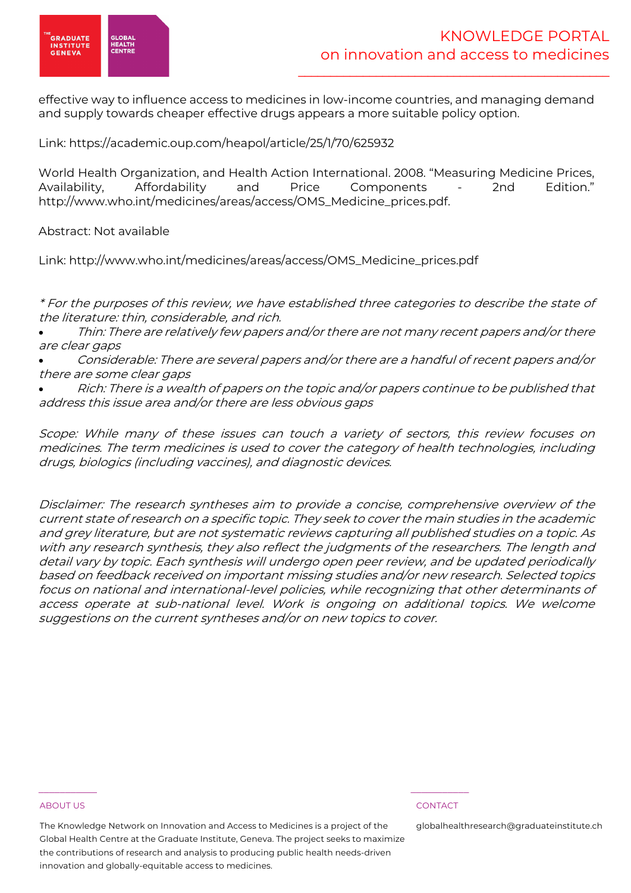effective way to influence access to medicines in low-income countries, and managing demand and supply towards cheaper effective drugs appears a more suitable policy option.

Link: https://academic.oup.com/heapol/article/25/1/70/625932

World Health Organization, and Health Action International. 2008. "Measuring Medicine Prices, Availability, Affordability and Price Components - 2nd Edition." http://www.who.int/medicines/areas/access/OMS_Medicine_prices.pdf.

Abstract: Not available

Link: http://www.who.int/medicines/areas/access/OMS_Medicine_prices.pdf

*\* For the purposes of this review, we have established three categories to describe the state of the literature: thin, considerable, and rich.*

- *Thin: There are relatively few papers and/or there are not many recent papers and/or there are clear gaps*
- *Considerable: There are several papers and/or there are a handful of recent papers and/or there are some clear gaps*
- *Rich: There is a wealth of papers on the topic and/or papers continue to be published that address this issue area and/or there are less obvious gaps*

*Scope: While many of these issues can touch a variety of sectors, this review focuses on medicines. The term medicines is used to cover the category of health technologies, including drugs, biologics (including vaccines), and diagnostic devices.*

*Disclaimer: The research syntheses aim to provide a concise, comprehensive overview of the current state of research on a specific topic. They seek to cover the main studies in the academic and grey literature, but are not systematic reviews capturing all published studies on a topic. As with any research synthesis, they also reflect the judgments of the researchers. The length and detail vary by topic. Each synthesis will undergo open peer review, and be updated periodically based on feedback received on important missing studies and/or new research. Selected topics focus on national and international-level policies, while recognizing that other determinants of access operate at sub-national level. Work is ongoing on additional topics. We welcome suggestions on the current syntheses and/or on new topics to cover.*